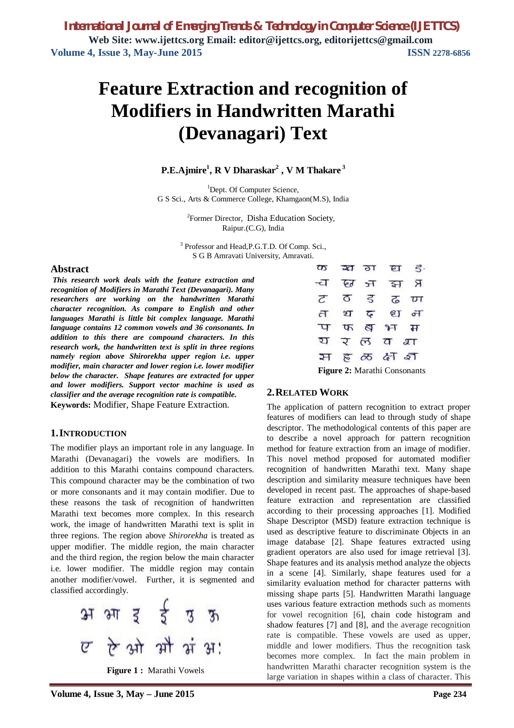# Feature Extraction and recognition of Modifiers in Handwritten Marathi (Devanagari) Text

**P.E.Ajmire[1], R V Dharaskar[2], V M Thakare[3]**

[1]Dept. Of Computer Science, G S Sci., Arts & Commerce College, Khamgaon(M.S), India

[2]Former Director, Disha Education Society, Raipur.(C.G), India

[3] Professor and Head,P.G.T.D. Of Comp. Sci., S G B Amravati University, Amravati.

## Abstract

***This research work deals with the feature extraction and recognition of Modifiers in Marathi Text (Devanagari). Many researchers are working on the handwritten Marathi character recognition. As compare to English and other languages Marathi is little bit complex language. Marathi language contains 12 common vowels and 36 consonants. In addition to this there are compound characters. In this research work, the handwritten text is split in three regions namely region above Shirorekha upper region i.e. upper modifier, main character and lower region i.e. lower modifier below the character. Shape features are extracted for upper and lower modifiers. Support vector machine is used as classifier and the average recognition rate is compatible.***

**Keywords:** Modifier, Shape Feature Extraction.

## 1. INTRODUCTION

The modifier plays an important role in any language. In Marathi (Devanagari) the vowels are modifiers. In addition to this Marathi contains compound characters. This compound character may be the combination of two or more consonants and it may contain modifier. Due to these reasons the task of recognition of handwritten Marathi text becomes more complex. In this research work, the image of handwritten Marathi text is split in three regions. The region above *Shirorekha* is treated as upper modifier. The middle region, the main character and the third region, the region below the main character i.e. lower modifier. The middle region may contain another modifier/vowel. Further, it is segmented and classified accordingly.

अ आ इ ई उ ऊ
ए ऐ ओ औ अं अ:

**Figure 1 :** Marathi Vowels

क ख ग घ ङ
च छ ज झ ञ
ट ठ ड ढ ण
त थ द ध न
प फ ब भ म
य र ल व श
स ह ळ क्ष ज्ञ

**Figure 2:** Marathi Consonants

## 2. RELATED WORK

The application of pattern recognition to extract proper features of modifiers can lead to through study of shape descriptor. The methodological contents of this paper are to describe a novel approach for pattern recognition method for feature extraction from an image of modifier. This novel method proposed for automated modifier recognition of handwritten Marathi text. Many shape description and similarity measure techniques have been developed in recent past. The approaches of shape-based feature extraction and representation are classified according to their processing approaches [1]. Modified Shape Descriptor (MSD) feature extraction technique is used as descriptive feature to discriminate Objects in an image database [2]. Shape features extracted using gradient operators are also used for image retrieval [3]. Shape features and its analysis method analyze the objects in a scene [4]. Similarly, shape features used for a similarity evaluation method for character patterns with missing shape parts [5]. Handwritten Marathi language uses various feature extraction methods such as moments for vowel recognition [6], chain code histogram and shadow features [7] and [8], and the average recognition rate is compatible. These vowels are used as upper, middle and lower modifiers. Thus the recognition task becomes more complex. In fact the main problem in handwritten Marathi character recognition system is the large variation in shapes within a class of character. This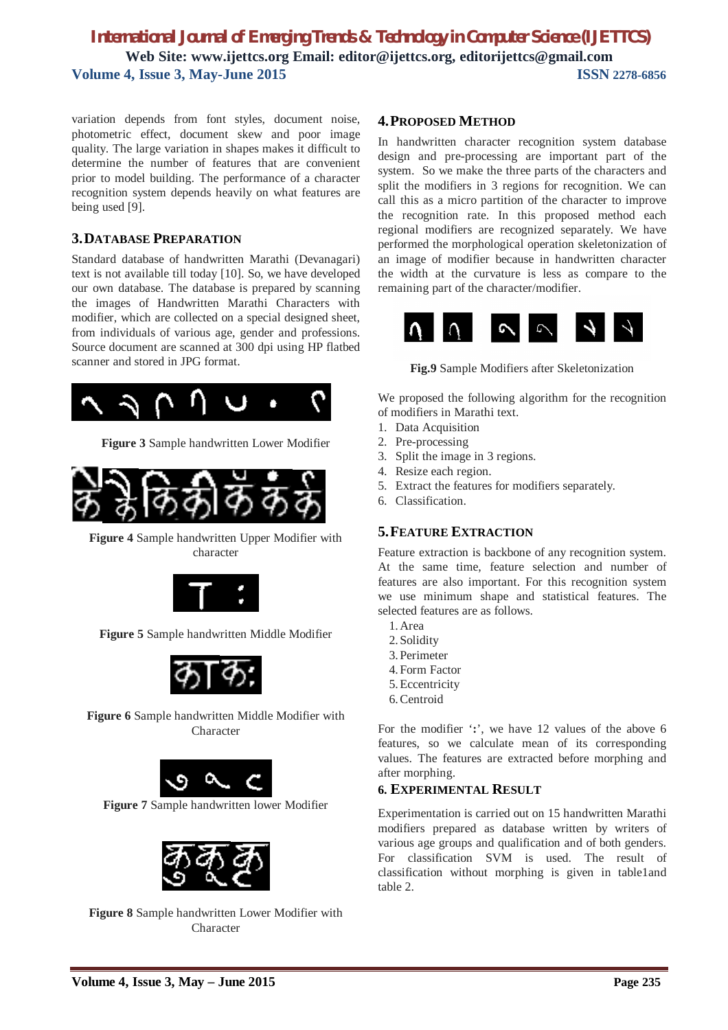variation depends from font styles, document noise, photometric effect, document skew and poor image quality. The large variation in shapes makes it difficult to determine the number of features that are convenient prior to model building. The performance of a character recognition system depends heavily on what features are being used [9].

## 3. DATABASE PREPARATION

Standard database of handwritten Marathi (Devanagari) text is not available till today [10]. So, we have developed our own database. The database is prepared by scanning the images of Handwritten Marathi Characters with modifier, which are collected on a special designed sheet, from individuals of various age, gender and professions. Source document are scanned at 300 dpi using HP flatbed scanner and stored in JPG format.

**Figure 3** Sample handwritten Lower Modifier

**Figure 4** Sample handwritten Upper Modifier with character

**Figure 5** Sample handwritten Middle Modifier

**Figure 6** Sample handwritten Middle Modifier with Character

**Figure 7** Sample handwritten lower Modifier

**Figure 8** Sample handwritten Lower Modifier with Character

## 4. PROPOSED METHOD

In handwritten character recognition system database design and pre-processing are important part of the system. So we make the three parts of the characters and split the modifiers in 3 regions for recognition. We can call this as a micro partition of the character to improve the recognition rate. In this proposed method each regional modifiers are recognized separately. We have performed the morphological operation skeletonization of an image of modifier because in handwritten character the width at the curvature is less as compare to the remaining part of the character/modifier.

**Fig.9** Sample Modifiers after Skeletonization

We proposed the following algorithm for the recognition of modifiers in Marathi text.

1. Data Acquisition
2. Pre-processing
3. Split the image in 3 regions.
4. Resize each region.
5. Extract the features for modifiers separately.
6. Classification.

## 5. FEATURE EXTRACTION

Feature extraction is backbone of any recognition system. At the same time, feature selection and number of features are also important. For this recognition system we use minimum shape and statistical features. The selected features are as follows.

1. Area
2. Solidity
3. Perimeter
4. Form Factor
5. Eccentricity
6. Centroid

For the modifier '**:**', we have 12 values of the above 6 features, so we calculate mean of its corresponding values. The features are extracted before morphing and after morphing.

## 6. EXPERIMENTAL RESULT

Experimentation is carried out on 15 handwritten Marathi modifiers prepared as database written by writers of various age groups and qualification and of both genders. For classification SVM is used. The result of classification without morphing is given in table1and table 2.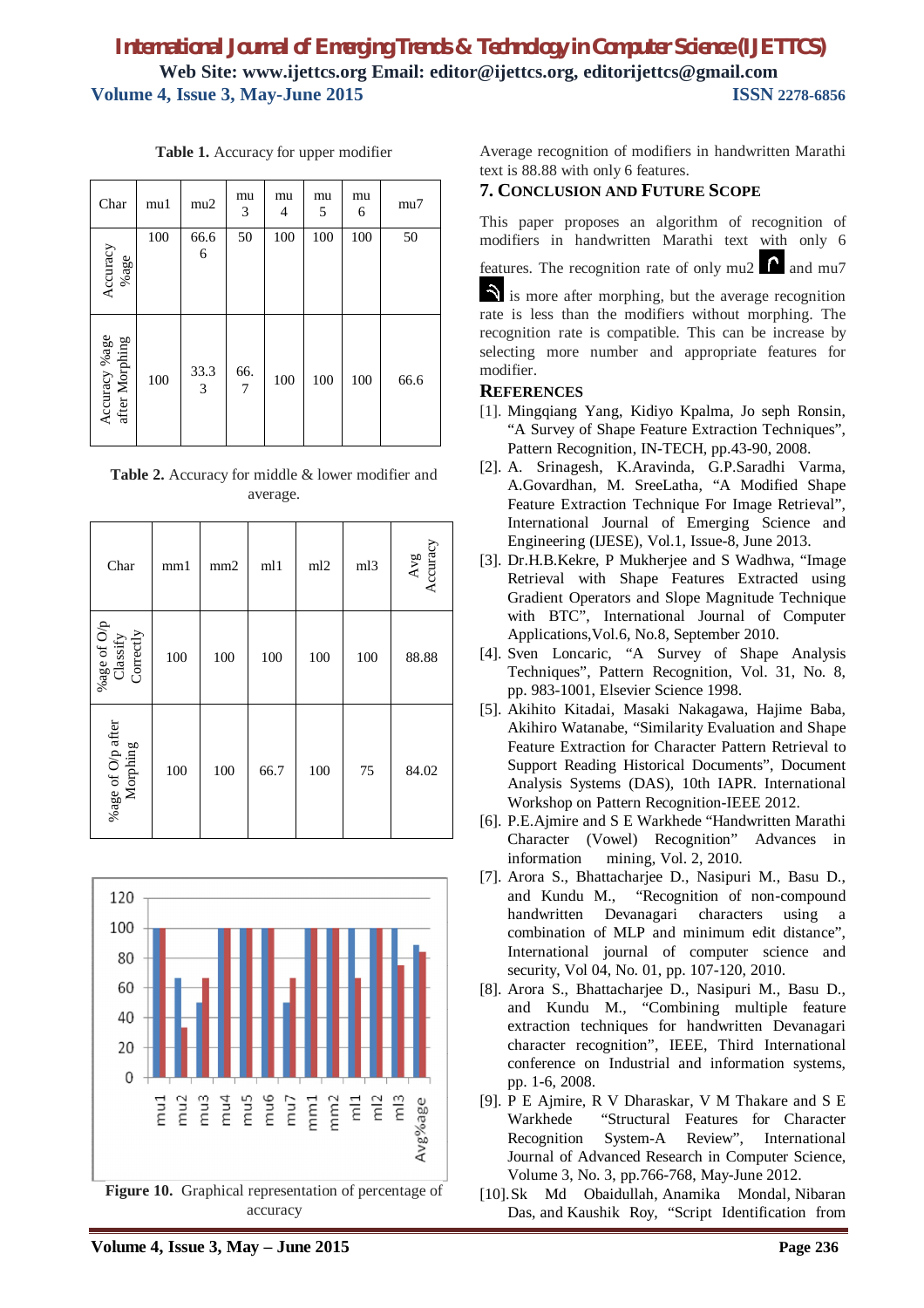**Table 1.** Accuracy for upper modifier

| Char | mu1 | mu2 | mu 3 | mu 4 | mu 5 | mu 6 | mu7 |
|---|---|---|---|---|---|---|---|
| Accuracy %age | 100 | 66.6 6 | 50 | 100 | 100 | 100 | 50 |
| Accuracy %age after Morphing | 100 | 33.3 3 | 66. 7 | 100 | 100 | 100 | 66.6 |

**Table 2.** Accuracy for middle & lower modifier and average.

| Char | mm1 | mm2 | ml1 | ml2 | ml3 | Avg Accuracy |
|---|---|---|---|---|---|---|
| %age of O/p Classify Correctly | 100 | 100 | 100 | 100 | 100 | 88.88 |
| %age of O/p after Morphing | 100 | 100 | 66.7 | 100 | 75 | 84.02 |

**Figure 10.** Graphical representation of percentage of accuracy

Average recognition of modifiers in handwritten Marathi text is 88.88 with only 6 features.

## 7. Conclusion and Future Scope

This paper proposes an algorithm of recognition of modifiers in handwritten Marathi text with only 6 features. The recognition rate of only mu2 and mu7 is more after morphing, but the average recognition rate is less than the modifiers without morphing. The recognition rate is compatible. This can be increase by selecting more number and appropriate features for modifier.

## References

[1]. Mingqiang Yang, Kidiyo Kpalma, Jo seph Ronsin, "A Survey of Shape Feature Extraction Techniques", Pattern Recognition, IN-TECH, pp.43-90, 2008.

[2]. A. Srinagesh, K.Aravinda, G.P.Saradhi Varma, A.Govardhan, M. SreeLatha, "A Modified Shape Feature Extraction Technique For Image Retrieval", International Journal of Emerging Science and Engineering (IJESE), Vol.1, Issue-8, June 2013.

[3]. Dr.H.B.Kekre, P Mukherjee and S Wadhwa, "Image Retrieval with Shape Features Extracted using Gradient Operators and Slope Magnitude Technique with BTC", International Journal of Computer Applications,Vol.6, No.8, September 2010.

[4]. Sven Loncaric, "A Survey of Shape Analysis Techniques", Pattern Recognition, Vol. 31, No. 8, pp. 983-1001, Elsevier Science 1998.

[5]. Akihito Kitadai, Masaki Nakagawa, Hajime Baba, Akihiro Watanabe, "Similarity Evaluation and Shape Feature Extraction for Character Pattern Retrieval to Support Reading Historical Documents", Document Analysis Systems (DAS), 10th IAPR. International Workshop on Pattern Recognition-IEEE 2012.

[6]. P.E.Ajmire and S E Warkhede "Handwritten Marathi Character (Vowel) Recognition" Advances in information mining, Vol. 2, 2010.

[7]. Arora S., Bhattacharjee D., Nasipuri M., Basu D., and Kundu M., "Recognition of non-compound handwritten Devanagari characters using a combination of MLP and minimum edit distance", International journal of computer science and security, Vol 04, No. 01, pp. 107-120, 2010.

[8]. Arora S., Bhattacharjee D., Nasipuri M., Basu D., and Kundu M., "Combining multiple feature extraction techniques for handwritten Devanagari character recognition", IEEE, Third International conference on Industrial and information systems, pp. 1-6, 2008.

[9]. P E Ajmire, R V Dharaskar, V M Thakare and S E Warkhede "Structural Features for Character Recognition System-A Review", International Journal of Advanced Research in Computer Science, Volume 3, No. 3, pp.766-768, May-June 2012.

[10]. Sk Md Obaidullah, Anamika Mondal, Nibaran Das, and Kaushik Roy, "Script Identification from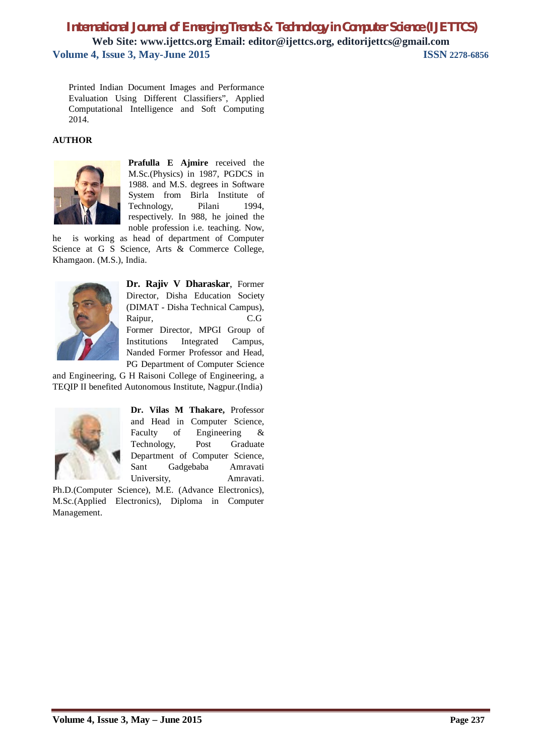Printed Indian Document Images and Performance Evaluation Using Different Classifiers", Applied Computational Intelligence and Soft Computing 2014.

**AUTHOR**

**Prafulla E Ajmire** received the M.Sc.(Physics) in 1987, PGDCS in 1988. and M.S. degrees in Software System from Birla Institute of Technology, Pilani 1994, respectively. In 988, he joined the noble profession i.e. teaching. Now, he is working as head of department of Computer Science at G S Science, Arts & Commerce College, Khamgaon. (M.S.), India.

**Dr. Rajiv V Dharaskar**, Former Director, Disha Education Society (DIMAT - Disha Technical Campus), Raipur, C.G Former Director, MPGI Group of Institutions Integrated Campus, Nanded Former Professor and Head, PG Department of Computer Science and Engineering, G H Raisoni College of Engineering, a TEQIP II benefited Autonomous Institute, Nagpur.(India)

**Dr. Vilas M Thakare,** Professor and Head in Computer Science, Faculty of Engineering & Technology, Post Graduate Department of Computer Science, Sant Gadgebaba Amravati University, Amravati. Ph.D.(Computer Science), M.E. (Advance Electronics), M.Sc.(Applied Electronics), Diploma in Computer Management.